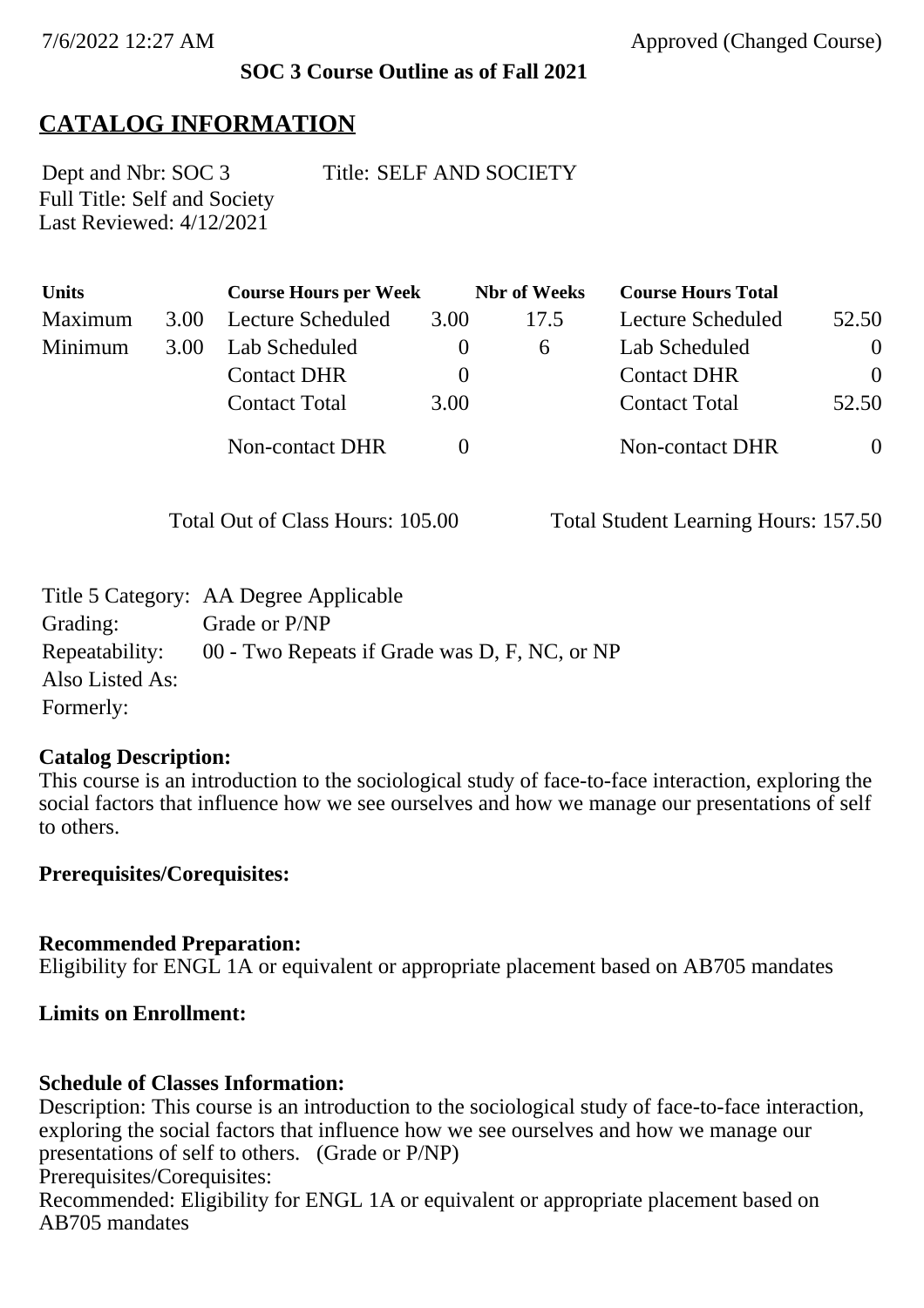7/6/2022 12:27 AM Approved (Changed Course)

**SOC 3 Course Outline as of Fall 2021**

# CATALOG INFORMATION

Dept and Nbr: SOC 3 Title: SELF AND SOCIETY
Full Title: Self and Society
Last Reviewed: 4/12/2021

| Units | | Course Hours per Week | | Nbr of Weeks | Course Hours Total | |
|---|---|---|---|---|---|---|
| Maximum | 3.00 | Lecture Scheduled | 3.00 | 17.5 | Lecture Scheduled | 52.50 |
| Minimum | 3.00 | Lab Scheduled | 0 | 6 | Lab Scheduled | 0 |
| | | Contact DHR | 0 | | Contact DHR | 0 |
| | | Contact Total | 3.00 | | Contact Total | 52.50 |
| | | Non-contact DHR | 0 | | Non-contact DHR | 0 |

Total Out of Class Hours: 105.00 Total Student Learning Hours: 157.50

Title 5 Category: AA Degree Applicable
Grading: Grade or P/NP
Repeatability: 00 - Two Repeats if Grade was D, F, NC, or NP
Also Listed As:
Formerly:

**Catalog Description:**
This course is an introduction to the sociological study of face-to-face interaction, exploring the social factors that influence how we see ourselves and how we manage our presentations of self to others.

**Prerequisites/Corequisites:**

**Recommended Preparation:**
Eligibility for ENGL 1A or equivalent or appropriate placement based on AB705 mandates

**Limits on Enrollment:**

**Schedule of Classes Information:**
Description: This course is an introduction to the sociological study of face-to-face interaction, exploring the social factors that influence how we see ourselves and how we manage our presentations of self to others. (Grade or P/NP)
Prerequisites/Corequisites:
Recommended: Eligibility for ENGL 1A or equivalent or appropriate placement based on AB705 mandates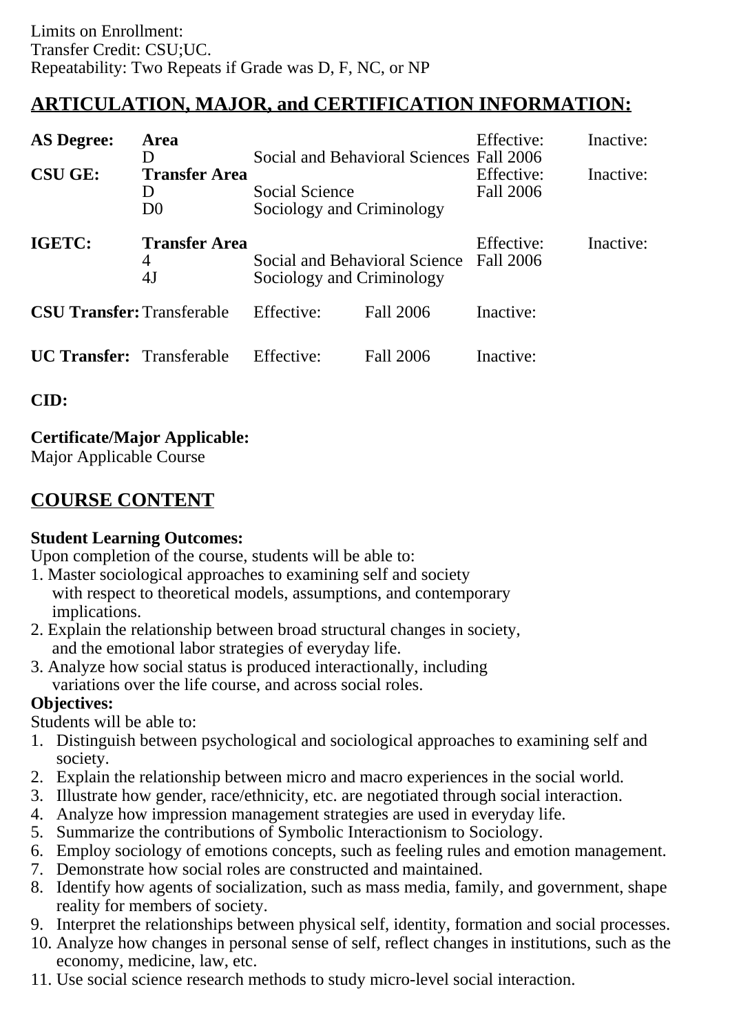Limits on Enrollment:
Transfer Credit: CSU;UC.
Repeatability: Two Repeats if Grade was D, F, NC, or NP

## ARTICULATION, MAJOR, and CERTIFICATION INFORMATION:

| | | | | |
|---|---|---|---|---|
| **AS Degree:** | **Area** | | Effective: | Inactive: |
| | D | Social and Behavioral Sciences | Fall 2006 | |
| **CSU GE:** | **Transfer Area** | | Effective: | Inactive: |
| | D | Social Science | Fall 2006 | |
| | D0 | Sociology and Criminology | | |
| **IGETC:** | **Transfer Area** | | Effective: | Inactive: |
| | 4 | Social and Behavioral Science | Fall 2006 | |
| | 4J | Sociology and Criminology | | |

| | | | | |
|---|---|---|---|---|
| **CSU Transfer:** | Transferable | Effective: | Fall 2006 | Inactive: |
| **UC Transfer:** | Transferable | Effective: | Fall 2006 | Inactive: |

**CID:**

**Certificate/Major Applicable:**
Major Applicable Course

## COURSE CONTENT

**Student Learning Outcomes:**
Upon completion of the course, students will be able to:
1. Master sociological approaches to examining self and society with respect to theoretical models, assumptions, and contemporary implications.
2. Explain the relationship between broad structural changes in society, and the emotional labor strategies of everyday life.
3. Analyze how social status is produced interactionally, including variations over the life course, and across social roles.

**Objectives:**
Students will be able to:
1. Distinguish between psychological and sociological approaches to examining self and society.
2. Explain the relationship between micro and macro experiences in the social world.
3. Illustrate how gender, race/ethnicity, etc. are negotiated through social interaction.
4. Analyze how impression management strategies are used in everyday life.
5. Summarize the contributions of Symbolic Interactionism to Sociology.
6. Employ sociology of emotions concepts, such as feeling rules and emotion management.
7. Demonstrate how social roles are constructed and maintained.
8. Identify how agents of socialization, such as mass media, family, and government, shape reality for members of society.
9. Interpret the relationships between physical self, identity, formation and social processes.
10. Analyze how changes in personal sense of self, reflect changes in institutions, such as the economy, medicine, law, etc.
11. Use social science research methods to study micro-level social interaction.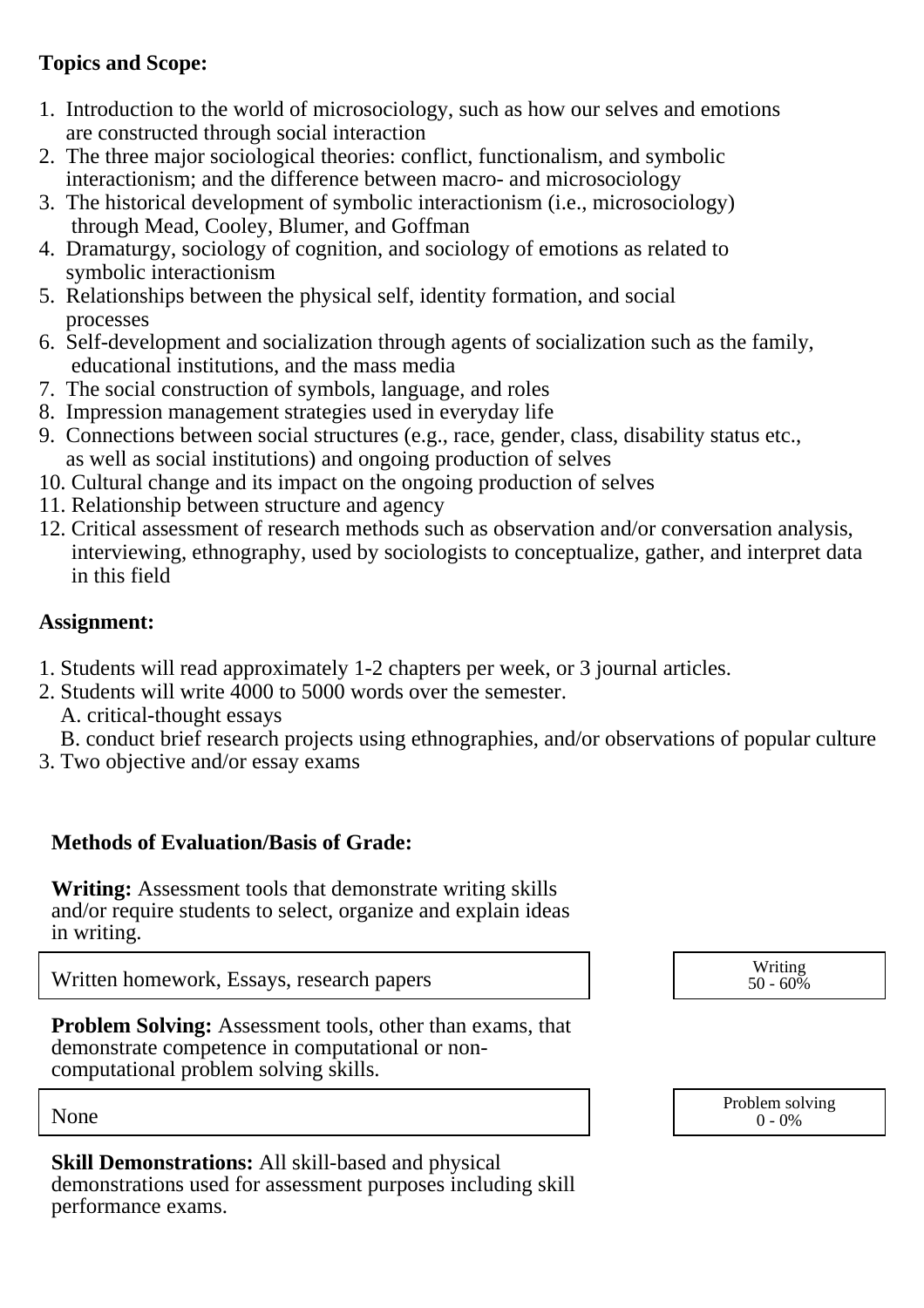**Topics and Scope:**

1. Introduction to the world of microsociology, such as how our selves and emotions are constructed through social interaction
2. The three major sociological theories: conflict, functionalism, and symbolic interactionism; and the difference between macro- and microsociology
3. The historical development of symbolic interactionism (i.e., microsociology) through Mead, Cooley, Blumer, and Goffman
4. Dramaturgy, sociology of cognition, and sociology of emotions as related to symbolic interactionism
5. Relationships between the physical self, identity formation, and social processes
6. Self-development and socialization through agents of socialization such as the family, educational institutions, and the mass media
7. The social construction of symbols, language, and roles
8. Impression management strategies used in everyday life
9. Connections between social structures (e.g., race, gender, class, disability status etc., as well as social institutions) and ongoing production of selves
10. Cultural change and its impact on the ongoing production of selves
11. Relationship between structure and agency
12. Critical assessment of research methods such as observation and/or conversation analysis, interviewing, ethnography, used by sociologists to conceptualize, gather, and interpret data in this field

**Assignment:**

1. Students will read approximately 1-2 chapters per week, or 3 journal articles.
2. Students will write 4000 to 5000 words over the semester.
   A. critical-thought essays
   B. conduct brief research projects using ethnographies, and/or observations of popular culture
3. Two objective and/or essay exams

**Methods of Evaluation/Basis of Grade:**

**Writing:** Assessment tools that demonstrate writing skills and/or require students to select, organize and explain ideas in writing.

| Written homework, Essays, research papers | Writing 50 - 60% |
|---|---|

**Problem Solving:** Assessment tools, other than exams, that demonstrate competence in computational or non-computational problem solving skills.

| None | Problem solving 0 - 0% |
|---|---|

**Skill Demonstrations:** All skill-based and physical demonstrations used for assessment purposes including skill performance exams.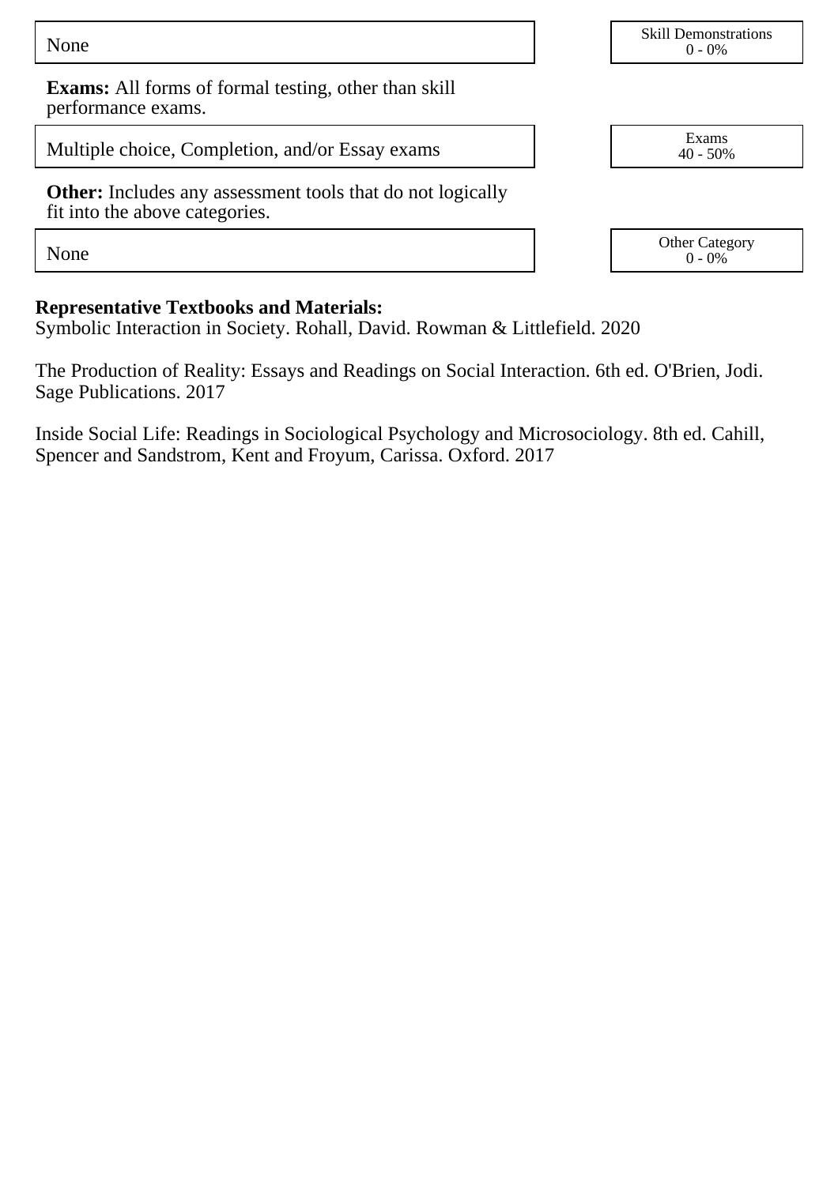| | |
|---|---|
| None | Skill Demonstrations<br>0 - 0% |

**Exams:** All forms of formal testing, other than skill performance exams.

| | |
|---|---|
| Multiple choice, Completion, and/or Essay exams | Exams<br>40 - 50% |

**Other:** Includes any assessment tools that do not logically fit into the above categories.

| | |
|---|---|
| None | Other Category<br>0 - 0% |

**Representative Textbooks and Materials:**

Symbolic Interaction in Society. Rohall, David. Rowman & Littlefield. 2020

The Production of Reality: Essays and Readings on Social Interaction. 6th ed. O'Brien, Jodi. Sage Publications. 2017

Inside Social Life: Readings in Sociological Psychology and Microsociology. 8th ed. Cahill, Spencer and Sandstrom, Kent and Froyum, Carissa. Oxford. 2017